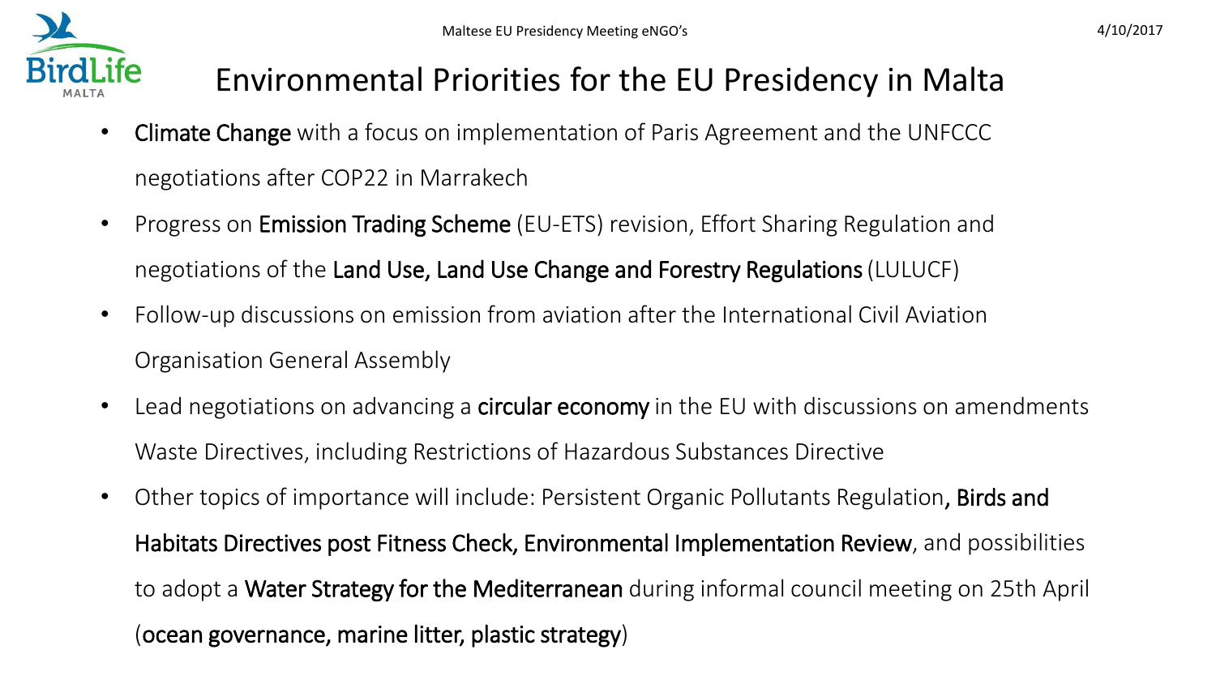# Environmental Priorities for the EU Presidency in Malta

- **Climate Change** with a focus on implementation of Paris Agreement and the UNFCCC negotiations after COP22 in Marrakech
- Progress on **Emission Trading Scheme** (EU-ETS) revision, Effort Sharing Regulation and negotiations of the **Land Use, Land Use Change and Forestry Regulations** (LULUCF)
- Follow-up discussions on emission from aviation after the International Civil Aviation Organisation General Assembly
- Lead negotiations on advancing a **circular economy** in the EU with discussions on amendments Waste Directives, including Restrictions of Hazardous Substances Directive
- Other topics of importance will include: Persistent Organic Pollutants Regulation, **Birds and Habitats Directives post Fitness Check, Environmental Implementation Review**, and possibilities to adopt a **Water Strategy for the Mediterranean** during informal council meeting on 25th April (**ocean governance, marine litter, plastic strategy**)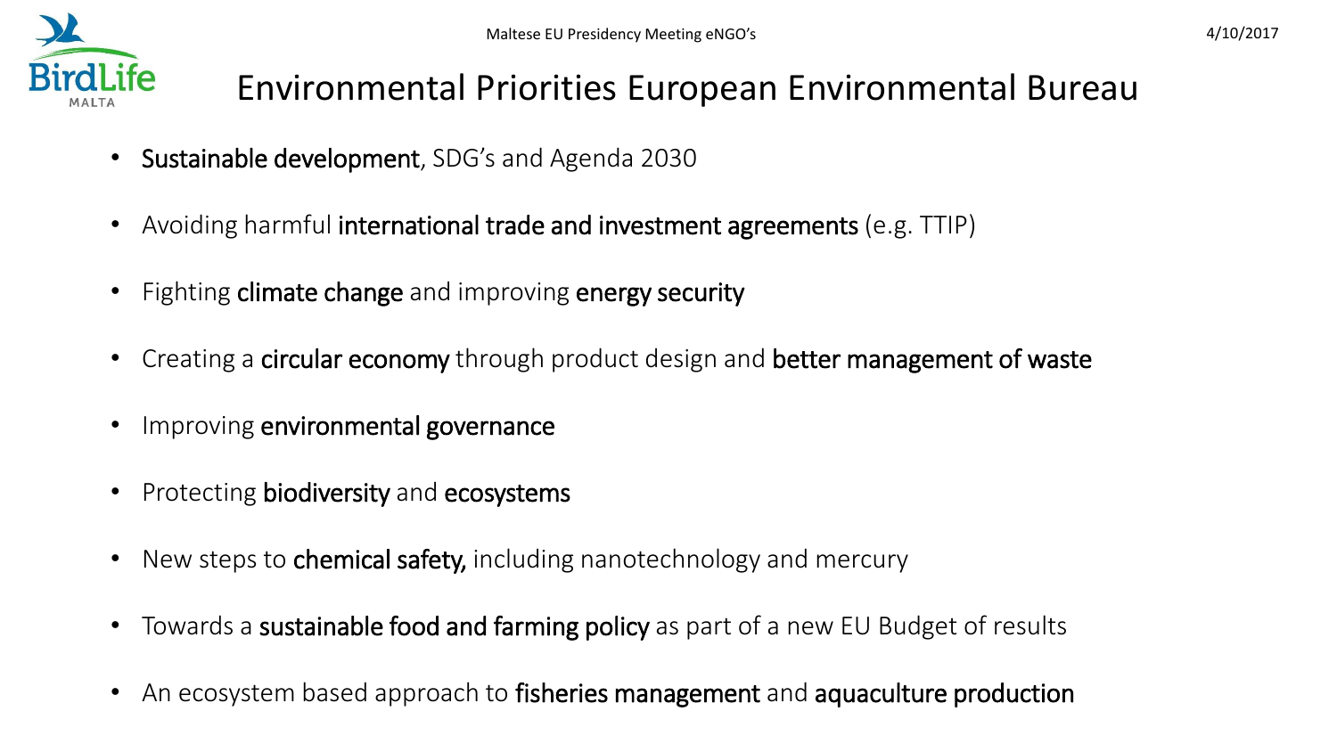# Environmental Priorities European Environmental Bureau

- **Sustainable development**, SDG's and Agenda 2030
- Avoiding harmful **international trade and investment agreements** (e.g. TTIP)
- Fighting **climate change** and improving **energy security**
- Creating a **circular economy** through product design and **better management of waste**
- Improving **environmental governance**
- Protecting **biodiversity** and **ecosystems**
- New steps to **chemical safety,** including nanotechnology and mercury
- Towards a **sustainable food and farming policy** as part of a new EU Budget of results
- An ecosystem based approach to **fisheries management** and **aquaculture production**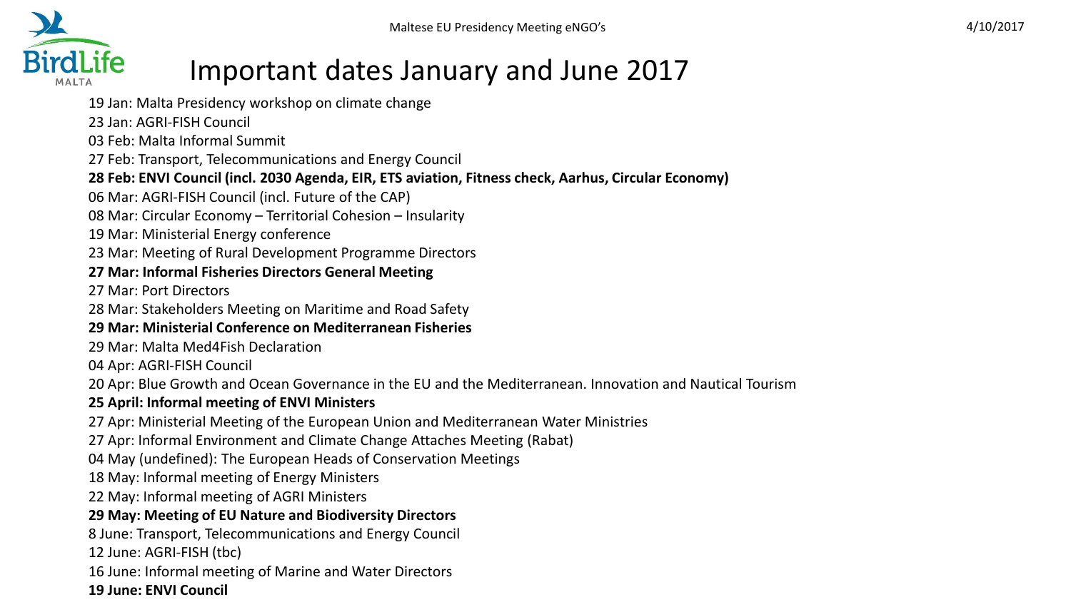# Important dates January and June 2017

19 Jan: Malta Presidency workshop on climate change

23 Jan: AGRI-FISH Council

03 Feb: Malta Informal Summit

27 Feb: Transport, Telecommunications and Energy Council

**28 Feb: ENVI Council (incl. 2030 Agenda, EIR, ETS aviation, Fitness check, Aarhus, Circular Economy)**

06 Mar: AGRI-FISH Council (incl. Future of the CAP)

08 Mar: Circular Economy – Territorial Cohesion – Insularity

19 Mar: Ministerial Energy conference

23 Mar: Meeting of Rural Development Programme Directors

**27 Mar: Informal Fisheries Directors General Meeting**

27 Mar: Port Directors

28 Mar: Stakeholders Meeting on Maritime and Road Safety

**29 Mar: Ministerial Conference on Mediterranean Fisheries**

29 Mar: Malta Med4Fish Declaration

04 Apr: AGRI-FISH Council

20 Apr: Blue Growth and Ocean Governance in the EU and the Mediterranean. Innovation and Nautical Tourism

**25 April: Informal meeting of ENVI Ministers**

27 Apr: Ministerial Meeting of the European Union and Mediterranean Water Ministries

27 Apr: Informal Environment and Climate Change Attaches Meeting (Rabat)

04 May (undefined): The European Heads of Conservation Meetings

18 May: Informal meeting of Energy Ministers

22 May: Informal meeting of AGRI Ministers

**29 May: Meeting of EU Nature and Biodiversity Directors**

8 June: Transport, Telecommunications and Energy Council

12 June: AGRI-FISH (tbc)

16 June: Informal meeting of Marine and Water Directors

**19 June: ENVI Council**